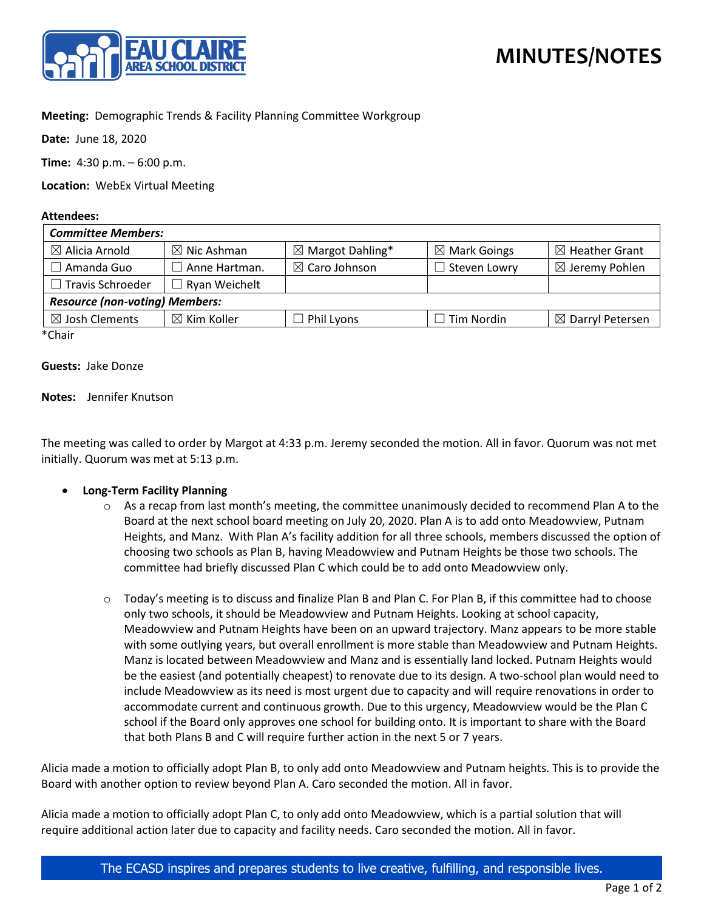# MINUTES/NOTES

**Meeting:** Demographic Trends & Facility Planning Committee Workgroup

**Date:** June 18, 2020

**Time:** 4:30 p.m. – 6:00 p.m.

**Location:** WebEx Virtual Meeting

**Attendees:**

| *Committee Members:* | | | | |
|---|---|---|---|---|
| ☒ Alicia Arnold | ☒ Nic Ashman | ☒ Margot Dahling* | ☒ Mark Goings | ☒ Heather Grant |
| ☐ Amanda Guo | ☐ Anne Hartman. | ☒ Caro Johnson | ☐ Steven Lowry | ☒ Jeremy Pohlen |
| ☐ Travis Schroeder | ☐ Ryan Weichelt | | | |
| ***Resource (non-voting) Members:*** | | | | |
| ☒ Josh Clements | ☒ Kim Koller | ☐ Phil Lyons | ☐ Tim Nordin | ☒ Darryl Petersen |

*Chair

**Guests:** Jake Donze

**Notes:** Jennifer Knutson

The meeting was called to order by Margot at 4:33 p.m. Jeremy seconded the motion. All in favor. Quorum was not met initially. Quorum was met at 5:13 p.m.

- **Long-Term Facility Planning**
  - As a recap from last month's meeting, the committee unanimously decided to recommend Plan A to the Board at the next school board meeting on July 20, 2020. Plan A is to add onto Meadowview, Putnam Heights, and Manz. With Plan A's facility addition for all three schools, members discussed the option of choosing two schools as Plan B, having Meadowview and Putnam Heights be those two schools. The committee had briefly discussed Plan C which could be to add onto Meadowview only.
  - Today's meeting is to discuss and finalize Plan B and Plan C. For Plan B, if this committee had to choose only two schools, it should be Meadowview and Putnam Heights. Looking at school capacity, Meadowview and Putnam Heights have been on an upward trajectory. Manz appears to be more stable with some outlying years, but overall enrollment is more stable than Meadowview and Putnam Heights. Manz is located between Meadowview and Manz and is essentially land locked. Putnam Heights would be the easiest (and potentially cheapest) to renovate due to its design. A two-school plan would need to include Meadowview as its need is most urgent due to capacity and will require renovations in order to accommodate current and continuous growth. Due to this urgency, Meadowview would be the Plan C school if the Board only approves one school for building onto. It is important to share with the Board that both Plans B and C will require further action in the next 5 or 7 years.

Alicia made a motion to officially adopt Plan B, to only add onto Meadowview and Putnam heights. This is to provide the Board with another option to review beyond Plan A. Caro seconded the motion. All in favor.

Alicia made a motion to officially adopt Plan C, to only add onto Meadowview, which is a partial solution that will require additional action later due to capacity and facility needs. Caro seconded the motion. All in favor.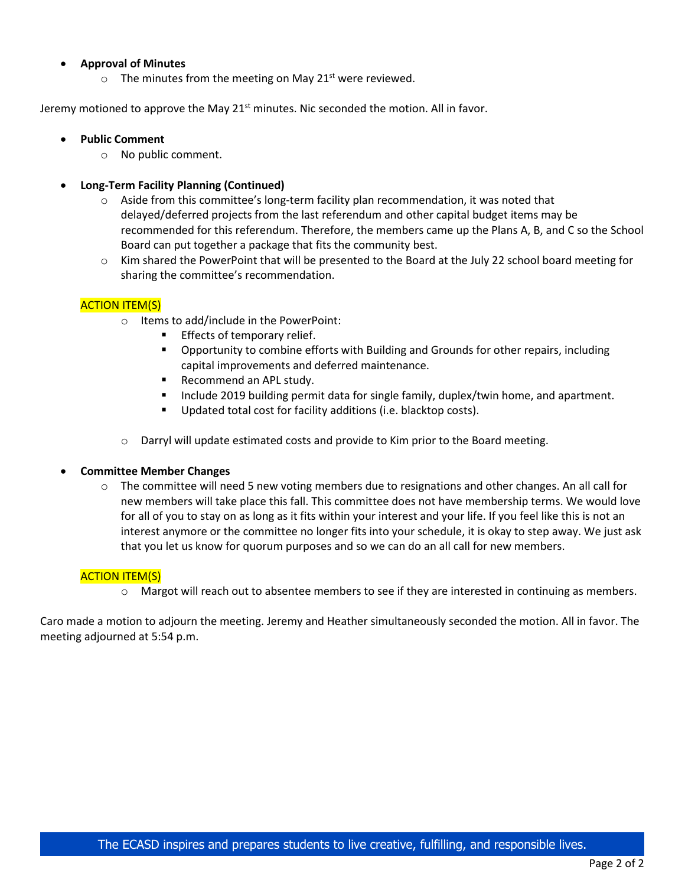- **Approval of Minutes**
  - The minutes from the meeting on May 21st were reviewed.

Jeremy motioned to approve the May 21st minutes. Nic seconded the motion. All in favor.

- **Public Comment**
  - No public comment.

- **Long-Term Facility Planning (Continued)**
  - Aside from this committee's long-term facility plan recommendation, it was noted that delayed/deferred projects from the last referendum and other capital budget items may be recommended for this referendum. Therefore, the members came up the Plans A, B, and C so the School Board can put together a package that fits the community best.
  - Kim shared the PowerPoint that will be presented to the Board at the July 22 school board meeting for sharing the committee's recommendation.

  ACTION ITEM(S)
  - Items to add/include in the PowerPoint:
    - Effects of temporary relief.
    - Opportunity to combine efforts with Building and Grounds for other repairs, including capital improvements and deferred maintenance.
    - Recommend an APL study.
    - Include 2019 building permit data for single family, duplex/twin home, and apartment.
    - Updated total cost for facility additions (i.e. blacktop costs).
  - Darryl will update estimated costs and provide to Kim prior to the Board meeting.

- **Committee Member Changes**
  - The committee will need 5 new voting members due to resignations and other changes. An all call for new members will take place this fall. This committee does not have membership terms. We would love for all of you to stay on as long as it fits within your interest and your life. If you feel like this is not an interest anymore or the committee no longer fits into your schedule, it is okay to step away. We just ask that you let us know for quorum purposes and so we can do an all call for new members.

  ACTION ITEM(S)
  - Margot will reach out to absentee members to see if they are interested in continuing as members.

Caro made a motion to adjourn the meeting. Jeremy and Heather simultaneously seconded the motion. All in favor. The meeting adjourned at 5:54 p.m.

The ECASD inspires and prepares students to live creative, fulfilling, and responsible lives.